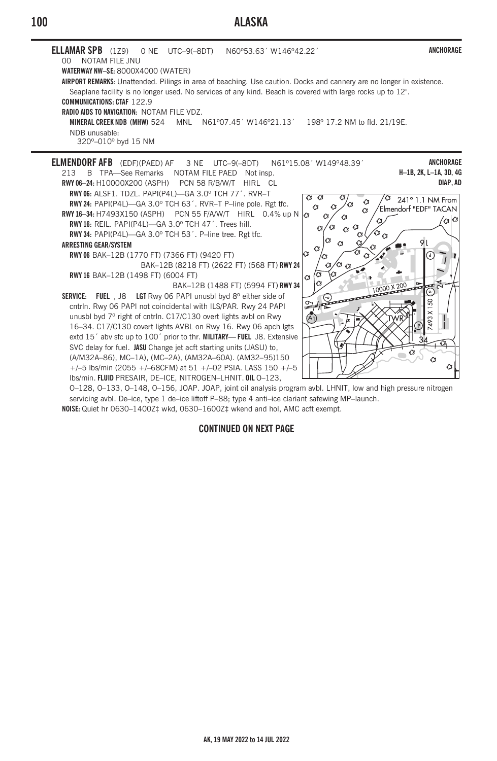**ELLAMAR SPB** (1Z9) 0 NE UTC–9(–8DT) N60°53.63´ W146°42.22´ **ANCHORAGE**

00 NOTAM FILE JNU

**WATERWAY NW–SE:** 8000X4000 (WATER)

**AIRPORT REMARKS:** Unattended. Pilings in area of beaching. Use caution. Docks and cannery are no longer in existence. Seaplane facility is no longer used. No services of any kind. Beach is covered with large rocks up to 12".

**COMMUNICATIONS: CTAF** 122.9

**RADIO AIDS TO NAVIGATION:** NOTAM FILE VDZ.

**MINERAL CREEK NDB (MHW)** 524 MNL N61°07.45´ W146°21.13´ 198° 17.2 NM to fld. 21/19E.

NDB unusable:

320°–010° byd 15 NM

---

**ELMENDORF AFB** (EDF)(PAED) AF 3 NE UTC–9(–8DT) N61°15.08´ W149°48.39´ **ANCHORAGE**

213 B TPA—See Remarks NOTAM FILE PAED Not insp. **H–1B, 2K, L–1A, 3D, 4G**

**DIAP, AD**

**RWY 06–24:** H10000X200 (ASPH) PCN 58 R/B/W/T HIRL CL

**RWY 06:** ALSF1. TDZL. PAPI(P4L)—GA 3.0° TCH 77´. RVR–T

**RWY 24:** PAPI(P4L)—GA 3.0° TCH 63´. RVR–T P–line pole. Rgt tfc.

**RWY 16–34:** H7493X150 (ASPH) PCN 55 F/A/W/T HIRL 0.4% up N

**RWY 16:** REIL. PAPI(P4L)—GA 3.0° TCH 47´. Trees hill.

**RWY 34:** PAPI(P4L)—GA 3.0° TCH 53´. P–line tree. Rgt tfc.

**ARRESTING GEAR/SYSTEM**

**RWY 06** BAK–12B (1770 FT) (7366 FT) (9420 FT)

BAK–12B (8218 FT) (2622 FT) (568 FT) **RWY 24**

**RWY 16** BAK–12B (1498 FT) (6004 FT)

BAK–12B (1488 FT) (5994 FT) **RWY 34**

**SERVICE: FUEL** , J8 **LGT** Rwy 06 PAPI unusbl byd 8° either side of cntrln. Rwy 06 PAPI not coincidental with ILS/PAR. Rwy 24 PAPI unusbl byd 7° right of cntrln. C17/C130 overt lights avbl on Rwy 16–34. C17/C130 covert lights AVBL on Rwy 16. Rwy 06 apch lgts extd 15´ abv sfc up to 100´ prior to thr. **MILITARY— FUEL** J8. Extensive SVC delay for fuel. **JASU** Change jet acft starting units (JASU) to, (A/M32A–86), MC–1A), (MC–2A), (AM32A–60A). (AM32–95)150 +/–5 lbs/min (2055 +/–68CFM) at 51 +/–02 PSIA. LASS 150 +/–5 lbs/min. **FLUID** PRESAIR, DE–ICE, NITROGEN–LHNIT. **OIL** O–123, O–128, O–133, O–148, O–156, JOAP. JOAP, joint oil analysis program avbl. LHNIT, low and high pressure nitrogen servicing avbl. De–ice, type 1 de–ice liftoff P–88; type 4 anti–ice clariant safewing MP–launch.

**NOISE:** Quiet hr 0630–1400Z‡ wkd, 0630–1600Z‡ wkend and hol, AMC acft exempt.

241° 1.1 NM From Elmendorf "EDF" TACAN

10000 X 200

7493 X 150

TWR

**CONTINUED ON NEXT PAGE**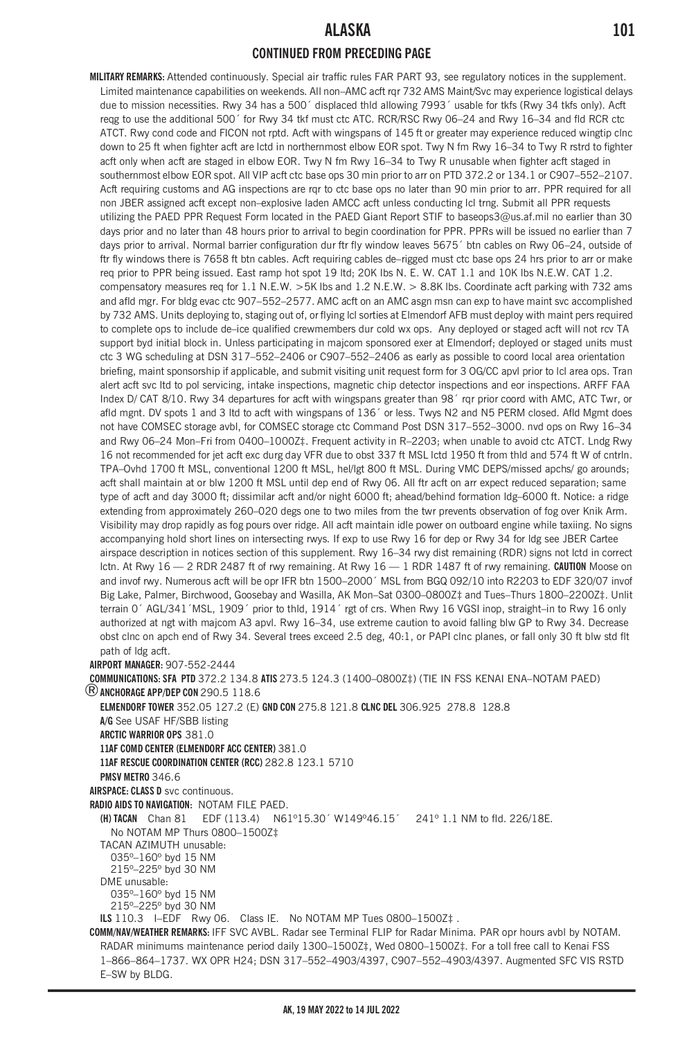## CONTINUED FROM PRECEDING PAGE

**MILITARY REMARKS:** Attended continuously. Special air traffic rules FAR PART 93, see regulatory notices in the supplement. Limited maintenance capabilities on weekends. All non–AMC acft rqr 732 AMS Maint/Svc may experience logistical delays due to mission necessities. Rwy 34 has a 500´ displaced thld allowing 7993´ usable for tkfs (Rwy 34 tkfs only). Acft reqg to use the additional 500´ for Rwy 34 tkf must ctc ATC. RCR/RSC Rwy 06–24 and Rwy 16–34 and fld RCR ctc ATCT. Rwy cond code and FICON not rptd. Acft with wingspans of 145 ft or greater may experience reduced wingtip clnc down to 25 ft when fighter acft are lctd in northernmost elbow EOR spot. Twy N fm Rwy 16–34 to Twy R rstrd to fighter acft only when acft are staged in elbow EOR. Twy N fm Rwy 16–34 to Twy R unusable when fighter acft staged in southernmost elbow EOR spot. All VIP acft ctc base ops 30 min prior to arr on PTD 372.2 or 134.1 or C907–552–2107. Acft requiring customs and AG inspections are rqr to ctc base ops no later than 90 min prior to arr. PPR required for all non JBER assigned acft except non–explosive laden AMCC acft unless conducting lcl trng. Submit all PPR requests utilizing the PAED PPR Request Form located in the PAED Giant Report STIF to baseops3@us.af.mil no earlier than 30 days prior and no later than 48 hours prior to arrival to begin coordination for PPR. PPRs will be issued no earlier than 7 days prior to arrival. Normal barrier configuration dur ftr fly window leaves 5675´ btn cables on Rwy 06–24, outside of ftr fly windows there is 7658 ft btn cables. Acft requiring cables de–rigged must ctc base ops 24 hrs prior to arr or make req prior to PPR being issued. East ramp hot spot 19 ltd; 20K lbs N. E. W. CAT 1.1 and 10K lbs N.E.W. CAT 1.2. compensatory measures req for 1.1 N.E.W. >5K lbs and 1.2 N.E.W. > 8.8K lbs. Coordinate acft parking with 732 ams and afld mgr. For bldg evac ctc 907–552–2577. AMC acft on an AMC asgn msn can exp to have maint svc accomplished by 732 AMS. Units deploying to, staging out of, or flying lcl sorties at Elmendorf AFB must deploy with maint pers required to complete ops to include de–ice qualified crewmembers dur cold wx ops. Any deployed or staged acft will not rcv TA support byd initial block in. Unless participating in majcom sponsored exer at Elmendorf; deployed or staged units must ctc 3 WG scheduling at DSN 317–552–2406 or C907–552–2406 as early as possible to coord local area orientation briefing, maint sponsorship if applicable, and submit visiting unit request form for 3 OG/CC apvl prior to lcl area ops. Tran alert acft svc ltd to pol servicing, intake inspections, magnetic chip detector inspections and eor inspections. ARFF FAA Index D/ CAT 8/10. Rwy 34 departures for acft with wingspans greater than 98´ rqr prior coord with AMC, ATC Twr, or afld mgnt. DV spots 1 and 3 ltd to acft with wingspans of 136´ or less. Twys N2 and N5 PERM closed. Afld Mgmt does not have COMSEC storage avbl, for COMSEC storage ctc Command Post DSN 317–552–3000. nvd ops on Rwy 16–34 and Rwy 06–24 Mon–Fri from 0400–1000Z‡. Frequent activity in R–2203; when unable to avoid ctc ATCT. Lndg Rwy 16 not recommended for jet acft exc durg day VFR due to obst 337 ft MSL lctd 1950 ft from thld and 574 ft W of cntrln. TPA–Ovhd 1700 ft MSL, conventional 1200 ft MSL, hel/lgt 800 ft MSL. During VMC DEPS/missed apchs/ go arounds; acft shall maintain at or blw 1200 ft MSL until dep end of Rwy 06. All ftr acft on arr expect reduced separation; same type of acft and day 3000 ft; dissimilar acft and/or night 6000 ft; ahead/behind formation ldg–6000 ft. Notice: a ridge extending from approximately 260–020 degs one to two miles from the twr prevents observation of fog over Knik Arm. Visibility may drop rapidly as fog pours over ridge. All acft maintain idle power on outboard engine while taxiing. No signs accompanying hold short lines on intersecting rwys. If exp to use Rwy 16 for dep or Rwy 34 for ldg see JBER Cartee airspace description in notices section of this supplement. Rwy 16–34 rwy dist remaining (RDR) signs not lctd in correct lctn. At Rwy 16 — 2 RDR 2487 ft of rwy remaining. At Rwy 16 — 1 RDR 1487 ft of rwy remaining. **CAUTION** Moose on and invof rwy. Numerous acft will be opr IFR btn 1500–2000´ MSL from BGQ 092/10 into R2203 to EDF 320/07 invof Big Lake, Palmer, Birchwood, Goosebay and Wasilla, AK Mon–Sat 0300–0800Z‡ and Tues–Thurs 1800–2200Z‡. Unlit terrain 0´ AGL/341´MSL, 1909´ prior to thld, 1914´ rgt of crs. When Rwy 16 VGSI inop, straight–in to Rwy 16 only authorized at ngt with majcom A3 apvl. Rwy 16–34, use extreme caution to avoid falling blw GP to Rwy 34. Decrease obst clnc on apch end of Rwy 34. Several trees exceed 2.5 deg, 40:1, or PAPI clnc planes, or fall only 30 ft blw std flt path of ldg acft.

**AIRPORT MANAGER:** 907-552-2444

**COMMUNICATIONS: SFA PTD** 372.2 134.8 **ATIS** 273.5 124.3 (1400–0800Z‡) (TIE IN FSS KENAI ENA–NOTAM PAED)

® **ANCHORAGE APP/DEP CON** 290.5 118.6

**ELMENDORF TOWER** 352.05 127.2 (E) **GND CON** 275.8 121.8 **CLNC DEL** 306.925 278.8 128.8

**A/G** See USAF HF/SBB listing

**ARCTIC WARRIOR OPS** 381.0

**11AF COMD CENTER (ELMENDORF ACC CENTER)** 381.0

**11AF RESCUE COORDINATION CENTER (RCC)** 282.8 123.1 5710

**PMSV METRO** 346.6

**AIRSPACE: CLASS D** svc continuous.

**RADIO AIDS TO NAVIGATION:** NOTAM FILE PAED.

**(H) TACAN** Chan 81 EDF (113.4) N61°15.30´ W149°46.15´ 241° 1.1 NM to fld. 226/18E.

No NOTAM MP Thurs 0800–1500Z‡

TACAN AZIMUTH unusable:

035°–160° byd 15 NM

215°–225° byd 30 NM

DME unusable:

035°–160° byd 15 NM

215°–225° byd 30 NM

**ILS** 110.3 I–EDF Rwy 06. Class IE. No NOTAM MP Tues 0800–1500Z‡ .

**COMM/NAV/WEATHER REMARKS:** IFF SVC AVBL. Radar see Terminal FLIP for Radar Minima. PAR opr hours avbl by NOTAM. RADAR minimums maintenance period daily 1300–1500Z‡, Wed 0800–1500Z‡. For a toll free call to Kenai FSS 1–866–864–1737. WX OPR H24; DSN 317–552–4903/4397, C907–552–4903/4397. Augmented SFC VIS RSTD E–SW by BLDG.